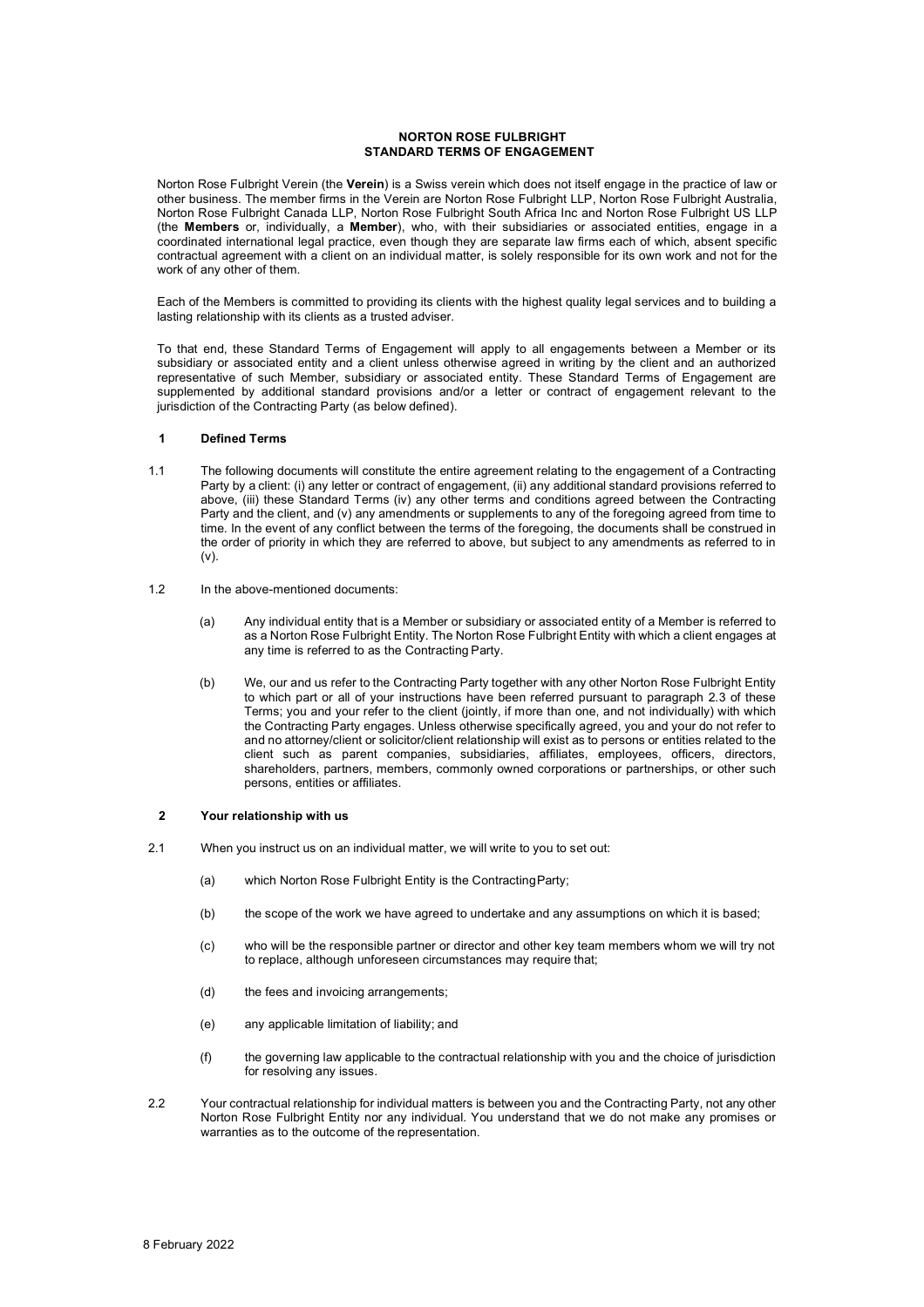# NORTON ROSE FULBRIGHT
# STANDARD TERMS OF ENGAGEMENT

Norton Rose Fulbright Verein (the **Verein**) is a Swiss verein which does not itself engage in the practice of law or other business. The member firms in the Verein are Norton Rose Fulbright LLP, Norton Rose Fulbright Australia, Norton Rose Fulbright Canada LLP, Norton Rose Fulbright South Africa Inc and Norton Rose Fulbright US LLP (the **Members** or, individually, a **Member**), who, with their subsidiaries or associated entities, engage in a coordinated international legal practice, even though they are separate law firms each of which, absent specific contractual agreement with a client on an individual matter, is solely responsible for its own work and not for the work of any other of them.

Each of the Members is committed to providing its clients with the highest quality legal services and to building a lasting relationship with its clients as a trusted adviser.

To that end, these Standard Terms of Engagement will apply to all engagements between a Member or its subsidiary or associated entity and a client unless otherwise agreed in writing by the client and an authorized representative of such Member, subsidiary or associated entity. These Standard Terms of Engagement are supplemented by additional standard provisions and/or a letter or contract of engagement relevant to the jurisdiction of the Contracting Party (as below defined).

## 1 Defined Terms

1.1 The following documents will constitute the entire agreement relating to the engagement of a Contracting Party by a client: (i) any letter or contract of engagement, (ii) any additional standard provisions referred to above, (iii) these Standard Terms (iv) any other terms and conditions agreed between the Contracting Party and the client, and (v) any amendments or supplements to any of the foregoing agreed from time to time. In the event of any conflict between the terms of the foregoing, the documents shall be construed in the order of priority in which they are referred to above, but subject to any amendments as referred to in (v).

1.2 In the above-mentioned documents:

(a) Any individual entity that is a Member or subsidiary or associated entity of a Member is referred to as a Norton Rose Fulbright Entity. The Norton Rose Fulbright Entity with which a client engages at any time is referred to as the Contracting Party.

(b) We, our and us refer to the Contracting Party together with any other Norton Rose Fulbright Entity to which part or all of your instructions have been referred pursuant to paragraph 2.3 of these Terms; you and your refer to the client (jointly, if more than one, and not individually) with which the Contracting Party engages. Unless otherwise specifically agreed, you and your do not refer to and no attorney/client or solicitor/client relationship will exist as to persons or entities related to the client such as parent companies, subsidiaries, affiliates, employees, officers, directors, shareholders, partners, members, commonly owned corporations or partnerships, or other such persons, entities or affiliates.

## 2 Your relationship with us

2.1 When you instruct us on an individual matter, we will write to you to set out:

(a) which Norton Rose Fulbright Entity is the Contracting Party;

(b) the scope of the work we have agreed to undertake and any assumptions on which it is based;

(c) who will be the responsible partner or director and other key team members whom we will try not to replace, although unforeseen circumstances may require that;

(d) the fees and invoicing arrangements;

(e) any applicable limitation of liability; and

(f) the governing law applicable to the contractual relationship with you and the choice of jurisdiction for resolving any issues.

2.2 Your contractual relationship for individual matters is between you and the Contracting Party, not any other Norton Rose Fulbright Entity nor any individual. You understand that we do not make any promises or warranties as to the outcome of the representation.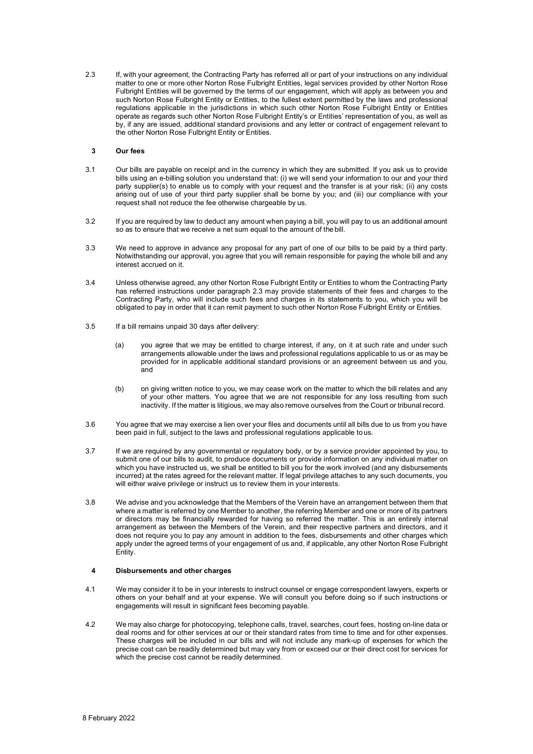2.3 If, with your agreement, the Contracting Party has referred all or part of your instructions on any individual matter to one or more other Norton Rose Fulbright Entities, legal services provided by other Norton Rose Fulbright Entities will be governed by the terms of our engagement, which will apply as between you and such Norton Rose Fulbright Entity or Entities, to the fullest extent permitted by the laws and professional regulations applicable in the jurisdictions in which such other Norton Rose Fulbright Entity or Entities operate as regards such other Norton Rose Fulbright Entity's or Entities' representation of you, as well as by, if any are issued, additional standard provisions and any letter or contract of engagement relevant to the other Norton Rose Fulbright Entity or Entities.

## 3 Our fees

3.1 Our bills are payable on receipt and in the currency in which they are submitted. If you ask us to provide bills using an e-billing solution you understand that: (i) we will send your information to our and your third party supplier(s) to enable us to comply with your request and the transfer is at your risk; (ii) any costs arising out of use of your third party supplier shall be borne by you; and (iii) our compliance with your request shall not reduce the fee otherwise chargeable by us.

3.2 If you are required by law to deduct any amount when paying a bill, you will pay to us an additional amount so as to ensure that we receive a net sum equal to the amount of the bill.

3.3 We need to approve in advance any proposal for any part of one of our bills to be paid by a third party. Notwithstanding our approval, you agree that you will remain responsible for paying the whole bill and any interest accrued on it.

3.4 Unless otherwise agreed, any other Norton Rose Fulbright Entity or Entities to whom the Contracting Party has referred instructions under paragraph 2.3 may provide statements of their fees and charges to the Contracting Party, who will include such fees and charges in its statements to you, which you will be obligated to pay in order that it can remit payment to such other Norton Rose Fulbright Entity or Entities.

3.5 If a bill remains unpaid 30 days after delivery:

(a) you agree that we may be entitled to charge interest, if any, on it at such rate and under such arrangements allowable under the laws and professional regulations applicable to us or as may be provided for in applicable additional standard provisions or an agreement between us and you, and

(b) on giving written notice to you, we may cease work on the matter to which the bill relates and any of your other matters. You agree that we are not responsible for any loss resulting from such inactivity. If the matter is litigious, we may also remove ourselves from the Court or tribunal record.

3.6 You agree that we may exercise a lien over your files and documents until all bills due to us from you have been paid in full, subject to the laws and professional regulations applicable to us.

3.7 If we are required by any governmental or regulatory body, or by a service provider appointed by you, to submit one of our bills to audit, to produce documents or provide information on any individual matter on which you have instructed us, we shall be entitled to bill you for the work involved (and any disbursements incurred) at the rates agreed for the relevant matter. If legal privilege attaches to any such documents, you will either waive privilege or instruct us to review them in your interests.

3.8 We advise and you acknowledge that the Members of the Verein have an arrangement between them that where a matter is referred by one Member to another, the referring Member and one or more of its partners or directors may be financially rewarded for having so referred the matter. This is an entirely internal arrangement as between the Members of the Verein, and their respective partners and directors, and it does not require you to pay any amount in addition to the fees, disbursements and other charges which apply under the agreed terms of your engagement of us and, if applicable, any other Norton Rose Fulbright Entity.

## 4 Disbursements and other charges

4.1 We may consider it to be in your interests to instruct counsel or engage correspondent lawyers, experts or others on your behalf and at your expense. We will consult you before doing so if such instructions or engagements will result in significant fees becoming payable.

4.2 We may also charge for photocopying, telephone calls, travel, searches, court fees, hosting on-line data or deal rooms and for other services at our or their standard rates from time to time and for other expenses. These charges will be included in our bills and will not include any mark-up of expenses for which the precise cost can be readily determined but may vary from or exceed our or their direct cost for services for which the precise cost cannot be readily determined.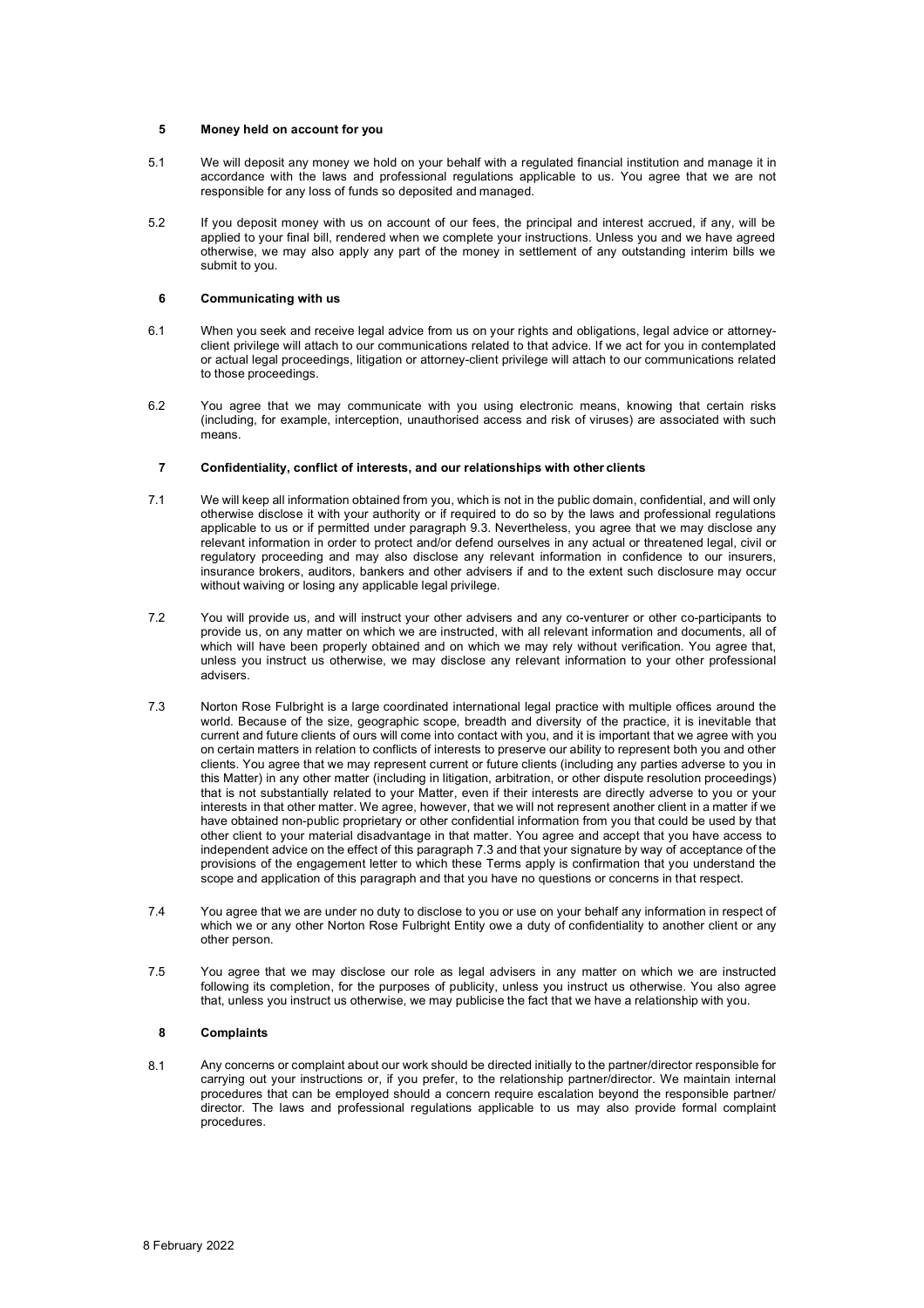## 5 Money held on account for you

5.1 We will deposit any money we hold on your behalf with a regulated financial institution and manage it in accordance with the laws and professional regulations applicable to us. You agree that we are not responsible for any loss of funds so deposited and managed.

5.2 If you deposit money with us on account of our fees, the principal and interest accrued, if any, will be applied to your final bill, rendered when we complete your instructions. Unless you and we have agreed otherwise, we may also apply any part of the money in settlement of any outstanding interim bills we submit to you.

## 6 Communicating with us

6.1 When you seek and receive legal advice from us on your rights and obligations, legal advice or attorney-client privilege will attach to our communications related to that advice. If we act for you in contemplated or actual legal proceedings, litigation or attorney-client privilege will attach to our communications related to those proceedings.

6.2 You agree that we may communicate with you using electronic means, knowing that certain risks (including, for example, interception, unauthorised access and risk of viruses) are associated with such means.

## 7 Confidentiality, conflict of interests, and our relationships with other clients

7.1 We will keep all information obtained from you, which is not in the public domain, confidential, and will only otherwise disclose it with your authority or if required to do so by the laws and professional regulations applicable to us or if permitted under paragraph 9.3. Nevertheless, you agree that we may disclose any relevant information in order to protect and/or defend ourselves in any actual or threatened legal, civil or regulatory proceeding and may also disclose any relevant information in confidence to our insurers, insurance brokers, auditors, bankers and other advisers if and to the extent such disclosure may occur without waiving or losing any applicable legal privilege.

7.2 You will provide us, and will instruct your other advisers and any co-venturer or other co-participants to provide us, on any matter on which we are instructed, with all relevant information and documents, all of which will have been properly obtained and on which we may rely without verification. You agree that, unless you instruct us otherwise, we may disclose any relevant information to your other professional advisers.

7.3 Norton Rose Fulbright is a large coordinated international legal practice with multiple offices around the world. Because of the size, geographic scope, breadth and diversity of the practice, it is inevitable that current and future clients of ours will come into contact with you, and it is important that we agree with you on certain matters in relation to conflicts of interests to preserve our ability to represent both you and other clients. You agree that we may represent current or future clients (including any parties adverse to you in this Matter) in any other matter (including in litigation, arbitration, or other dispute resolution proceedings) that is not substantially related to your Matter, even if their interests are directly adverse to you or your interests in that other matter. We agree, however, that we will not represent another client in a matter if we have obtained non-public proprietary or other confidential information from you that could be used by that other client to your material disadvantage in that matter. You agree and accept that you have access to independent advice on the effect of this paragraph 7.3 and that your signature by way of acceptance of the provisions of the engagement letter to which these Terms apply is confirmation that you understand the scope and application of this paragraph and that you have no questions or concerns in that respect.

7.4 You agree that we are under no duty to disclose to you or use on your behalf any information in respect of which we or any other Norton Rose Fulbright Entity owe a duty of confidentiality to another client or any other person.

7.5 You agree that we may disclose our role as legal advisers in any matter on which we are instructed following its completion, for the purposes of publicity, unless you instruct us otherwise. You also agree that, unless you instruct us otherwise, we may publicise the fact that we have a relationship with you.

## 8 Complaints

8.1 Any concerns or complaint about our work should be directed initially to the partner/director responsible for carrying out your instructions or, if you prefer, to the relationship partner/director. We maintain internal procedures that can be employed should a concern require escalation beyond the responsible partner/ director. The laws and professional regulations applicable to us may also provide formal complaint procedures.

8 February 2022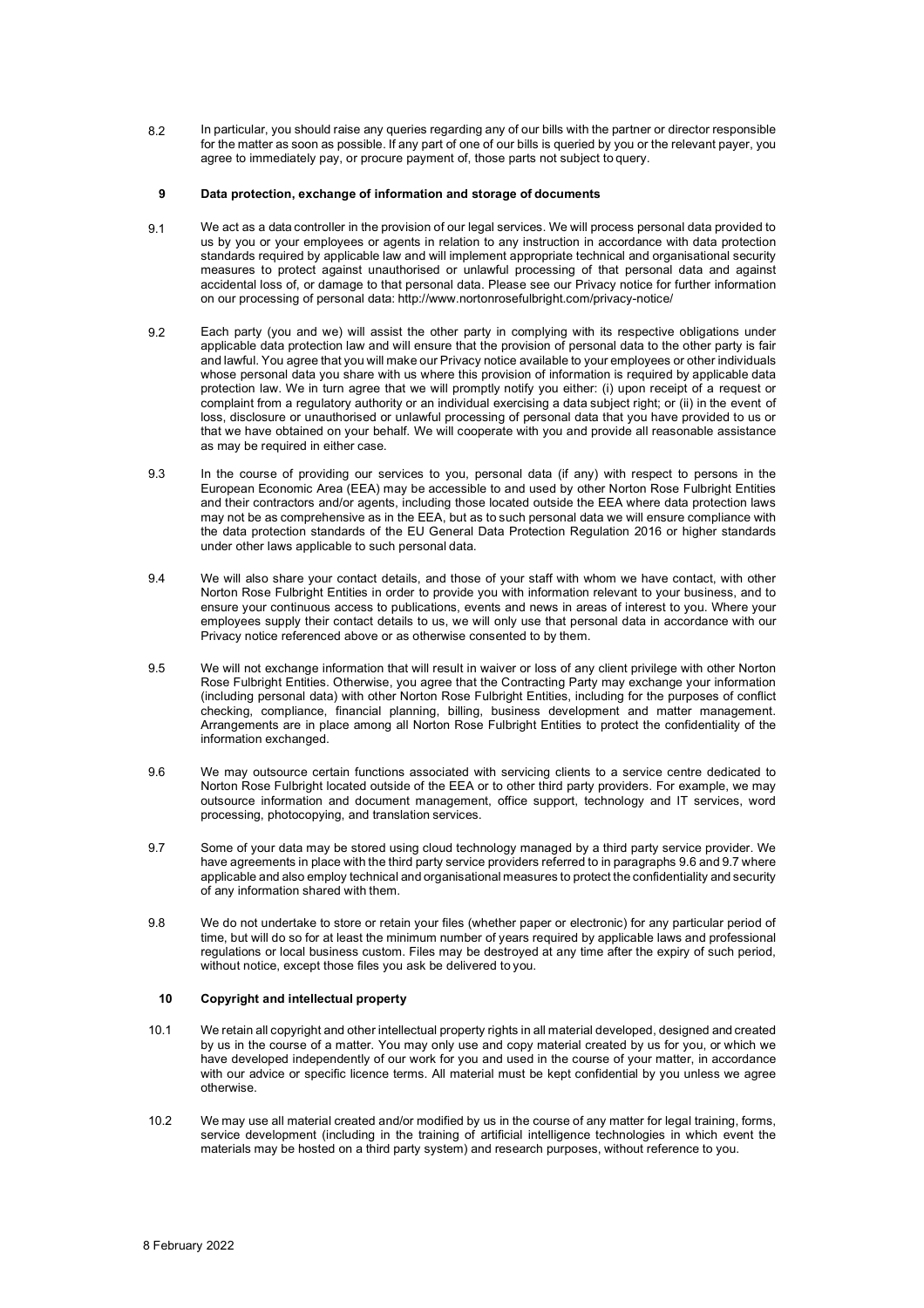8.2 In particular, you should raise any queries regarding any of our bills with the partner or director responsible for the matter as soon as possible. If any part of one of our bills is queried by you or the relevant payer, you agree to immediately pay, or procure payment of, those parts not subject to query.

## 9 Data protection, exchange of information and storage of documents

9.1 We act as a data controller in the provision of our legal services. We will process personal data provided to us by you or your employees or agents in relation to any instruction in accordance with data protection standards required by applicable law and will implement appropriate technical and organisational security measures to protect against unauthorised or unlawful processing of that personal data and against accidental loss of, or damage to that personal data. Please see our Privacy notice for further information on our processing of personal data: http://www.nortonrosefulbright.com/privacy-notice/

9.2 Each party (you and we) will assist the other party in complying with its respective obligations under applicable data protection law and will ensure that the provision of personal data to the other party is fair and lawful. You agree that you will make our Privacy notice available to your employees or other individuals whose personal data you share with us where this provision of information is required by applicable data protection law. We in turn agree that we will promptly notify you either: (i) upon receipt of a request or complaint from a regulatory authority or an individual exercising a data subject right; or (ii) in the event of loss, disclosure or unauthorised or unlawful processing of personal data that you have provided to us or that we have obtained on your behalf. We will cooperate with you and provide all reasonable assistance as may be required in either case.

9.3 In the course of providing our services to you, personal data (if any) with respect to persons in the European Economic Area (EEA) may be accessible to and used by other Norton Rose Fulbright Entities and their contractors and/or agents, including those located outside the EEA where data protection laws may not be as comprehensive as in the EEA, but as to such personal data we will ensure compliance with the data protection standards of the EU General Data Protection Regulation 2016 or higher standards under other laws applicable to such personal data.

9.4 We will also share your contact details, and those of your staff with whom we have contact, with other Norton Rose Fulbright Entities in order to provide you with information relevant to your business, and to ensure your continuous access to publications, events and news in areas of interest to you. Where your employees supply their contact details to us, we will only use that personal data in accordance with our Privacy notice referenced above or as otherwise consented to by them.

9.5 We will not exchange information that will result in waiver or loss of any client privilege with other Norton Rose Fulbright Entities. Otherwise, you agree that the Contracting Party may exchange your information (including personal data) with other Norton Rose Fulbright Entities, including for the purposes of conflict checking, compliance, financial planning, billing, business development and matter management. Arrangements are in place among all Norton Rose Fulbright Entities to protect the confidentiality of the information exchanged.

9.6 We may outsource certain functions associated with servicing clients to a service centre dedicated to Norton Rose Fulbright located outside of the EEA or to other third party providers. For example, we may outsource information and document management, office support, technology and IT services, word processing, photocopying, and translation services.

9.7 Some of your data may be stored using cloud technology managed by a third party service provider. We have agreements in place with the third party service providers referred to in paragraphs 9.6 and 9.7 where applicable and also employ technical and organisational measures to protect the confidentiality and security of any information shared with them.

9.8 We do not undertake to store or retain your files (whether paper or electronic) for any particular period of time, but will do so for at least the minimum number of years required by applicable laws and professional regulations or local business custom. Files may be destroyed at any time after the expiry of such period, without notice, except those files you ask be delivered to you.

## 10 Copyright and intellectual property

10.1 We retain all copyright and other intellectual property rights in all material developed, designed and created by us in the course of a matter. You may only use and copy material created by us for you, or which we have developed independently of our work for you and used in the course of your matter, in accordance with our advice or specific licence terms. All material must be kept confidential by you unless we agree otherwise.

10.2 We may use all material created and/or modified by us in the course of any matter for legal training, forms, service development (including in the training of artificial intelligence technologies in which event the materials may be hosted on a third party system) and research purposes, without reference to you.

8 February 2022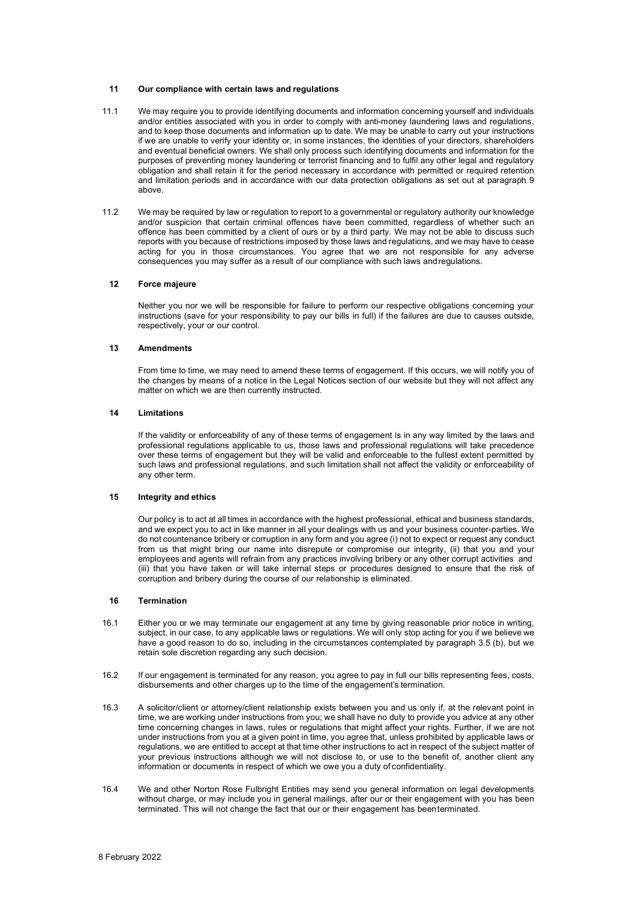## 11 Our compliance with certain laws and regulations

11.1 We may require you to provide identifying documents and information concerning yourself and individuals and/or entities associated with you in order to comply with anti-money laundering laws and regulations, and to keep those documents and information up to date. We may be unable to carry out your instructions if we are unable to verify your identity or, in some instances, the identities of your directors, shareholders and eventual beneficial owners. We shall only process such identifying documents and information for the purposes of preventing money laundering or terrorist financing and to fulfil any other legal and regulatory obligation and shall retain it for the period necessary in accordance with permitted or required retention and limitation periods and in accordance with our data protection obligations as set out at paragraph 9 above.

11.2 We may be required by law or regulation to report to a governmental or regulatory authority our knowledge and/or suspicion that certain criminal offences have been committed, regardless of whether such an offence has been committed by a client of ours or by a third party. We may not be able to discuss such reports with you because of restrictions imposed by those laws and regulations, and we may have to cease acting for you in those circumstances. You agree that we are not responsible for any adverse consequences you may suffer as a result of our compliance with such laws and regulations.

## 12 Force majeure

Neither you nor we will be responsible for failure to perform our respective obligations concerning your instructions (save for your responsibility to pay our bills in full) if the failures are due to causes outside, respectively, your or our control.

## 13 Amendments

From time to time, we may need to amend these terms of engagement. If this occurs, we will notify you of the changes by means of a notice in the Legal Notices section of our website but they will not affect any matter on which we are then currently instructed.

## 14 Limitations

If the validity or enforceability of any of these terms of engagement is in any way limited by the laws and professional regulations applicable to us, those laws and professional regulations will take precedence over these terms of engagement but they will be valid and enforceable to the fullest extent permitted by such laws and professional regulations, and such limitation shall not affect the validity or enforceability of any other term.

## 15 Integrity and ethics

Our policy is to act at all times in accordance with the highest professional, ethical and business standards, and we expect you to act in like manner in all your dealings with us and your business counter-parties. We do not countenance bribery or corruption in any form and you agree (i) not to expect or request any conduct from us that might bring our name into disrepute or compromise our integrity, (ii) that you and your employees and agents will refrain from any practices involving bribery or any other corrupt activities and (iii) that you have taken or will take internal steps or procedures designed to ensure that the risk of corruption and bribery during the course of our relationship is eliminated.

## 16 Termination

16.1 Either you or we may terminate our engagement at any time by giving reasonable prior notice in writing, subject, in our case, to any applicable laws or regulations. We will only stop acting for you if we believe we have a good reason to do so, including in the circumstances contemplated by paragraph 3.5 (b), but we retain sole discretion regarding any such decision.

16.2 If our engagement is terminated for any reason, you agree to pay in full our bills representing fees, costs, disbursements and other charges up to the time of the engagement's termination.

16.3 A solicitor/client or attorney/client relationship exists between you and us only if, at the relevant point in time, we are working under instructions from you; we shall have no duty to provide you advice at any other time concerning changes in laws, rules or regulations that might affect your rights. Further, if we are not under instructions from you at a given point in time, you agree that, unless prohibited by applicable laws or regulations, we are entitled to accept at that time other instructions to act in respect of the subject matter of your previous instructions although we will not disclose to, or use to the benefit of, another client any information or documents in respect of which we owe you a duty of confidentiality.

16.4 We and other Norton Rose Fulbright Entities may send you general information on legal developments without charge, or may include you in general mailings, after our or their engagement with you has been terminated. This will not change the fact that our or their engagement has been terminated.

8 February 2022